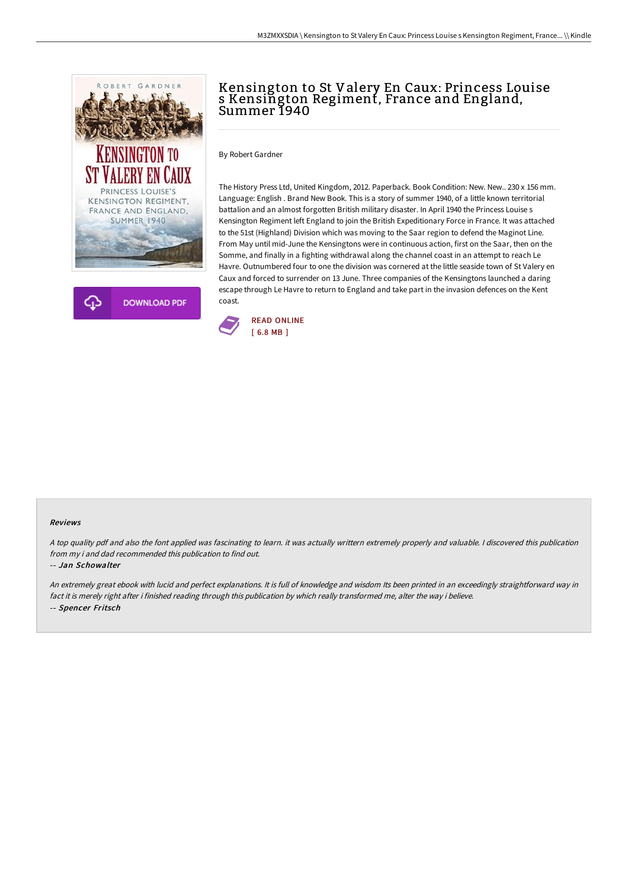# Kensington to St Valery En Caux: Princess Louise s Kensington Regiment, France and England, Summer 1940

By Robert Gardner

The History Press Ltd, United Kingdom, 2012. Paperback. Book Condition: New. New.. 230 x 156 mm. Language: English . Brand New Book. This is a story of summer 1940, of a little known territorial battalion and an almost forgotten British military disaster. In April 1940 the Princess Louise s Kensington Regiment left England to join the British Expeditionary Force in France. It was attached to the 51st (Highland) Division which was moving to the Saar region to defend the Maginot Line. From May until mid-June the Kensingtons were in continuous action, first on the Saar, then on the Somme, and finally in a fighting withdrawal along the channel coast in an attempt to reach Le Havre. Outnumbered four to one the division was cornered at the little seaside town of St Valery en Caux and forced to surrender on 13 June. Three companies of the Kensingtons launched a daring escape through Le Havre to return to England and take part in the invasion defences on the Kent coast.

READ ONLINE
[ 6.8 MB ]

DOWNLOAD PDF

#### Reviews

*A top quality pdf and also the font applied was fascinating to learn. it was actually writtern extremely properly and valuable. I discovered this publication from my i and dad recommended this publication to find out.*

-- *Jan Schowalter*

*An extremely great ebook with lucid and perfect explanations. It is full of knowledge and wisdom Its been printed in an exceedingly straightforward way in fact it is merely right after i finished reading through this publication by which really transformed me, alter the way i believe.*

-- *Spencer Fritsch*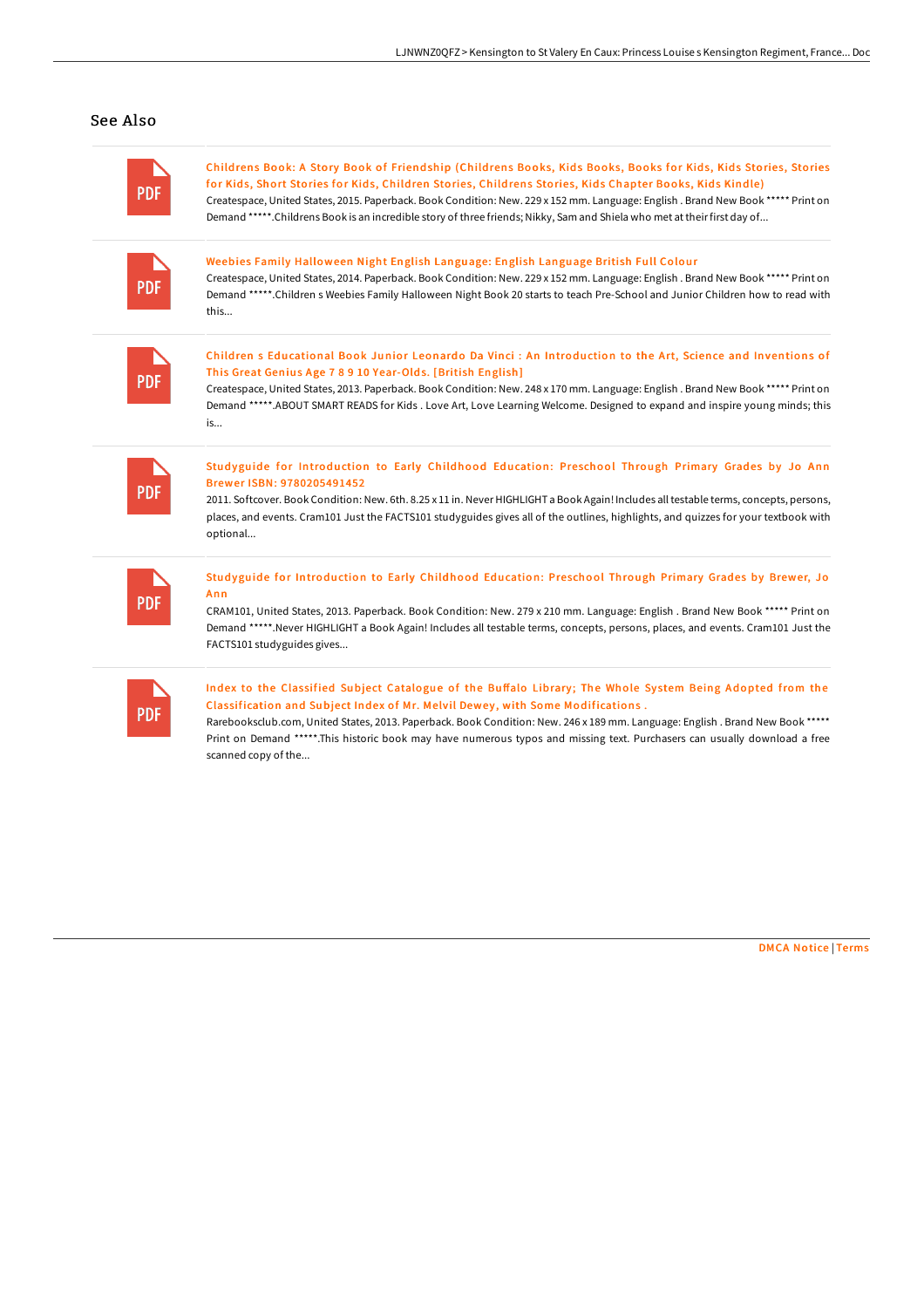## See Also

**Childrens Book: A Story Book of Friendship (Childrens Books, Kids Books, Books for Kids, Kids Stories, Stories for Kids, Short Stories for Kids, Children Stories, Childrens Stories, Kids Chapter Books, Kids Kindle)**

Createspace, United States, 2015. Paperback. Book Condition: New. 229 x 152 mm. Language: English . Brand New Book ***** Print on Demand *****.Childrens Book is an incredible story of three friends; Nikky, Sam and Shiela who met at their first day of...

**Weebies Family Halloween Night English Language: English Language British Full Colour**

Createspace, United States, 2014. Paperback. Book Condition: New. 229 x 152 mm. Language: English . Brand New Book ***** Print on Demand *****.Children s Weebies Family Halloween Night Book 20 starts to teach Pre-School and Junior Children how to read with this...

**Children s Educational Book Junior Leonardo Da Vinci : An Introduction to the Art, Science and Inventions of This Great Genius Age 7 8 9 10 Year-Olds. [British English]**

Createspace, United States, 2013. Paperback. Book Condition: New. 248 x 170 mm. Language: English . Brand New Book ***** Print on Demand *****.ABOUT SMART READS for Kids . Love Art, Love Learning Welcome. Designed to expand and inspire young minds; this is...

**Studyguide for Introduction to Early Childhood Education: Preschool Through Primary Grades by Jo Ann Brewer ISBN: 9780205491452**

2011. Softcover. Book Condition: New. 6th. 8.25 x 11 in. Never HIGHLIGHT a Book Again! Includes all testable terms, concepts, persons, places, and events. Cram101 Just the FACTS101 studyguides gives all of the outlines, highlights, and quizzes for your textbook with optional...

**Studyguide for Introduction to Early Childhood Education: Preschool Through Primary Grades by Brewer, Jo Ann**

CRAM101, United States, 2013. Paperback. Book Condition: New. 279 x 210 mm. Language: English . Brand New Book ***** Print on Demand *****.Never HIGHLIGHT a Book Again! Includes all testable terms, concepts, persons, places, and events. Cram101 Just the FACTS101 studyguides gives...

**Index to the Classified Subject Catalogue of the Buffalo Library; The Whole System Being Adopted from the Classification and Subject Index of Mr. Melvil Dewey, with Some Modifications .**

Rarebooksclub.com, United States, 2013. Paperback. Book Condition: New. 246 x 189 mm. Language: English . Brand New Book ***** Print on Demand *****.This historic book may have numerous typos and missing text. Purchasers can usually download a free scanned copy of the...